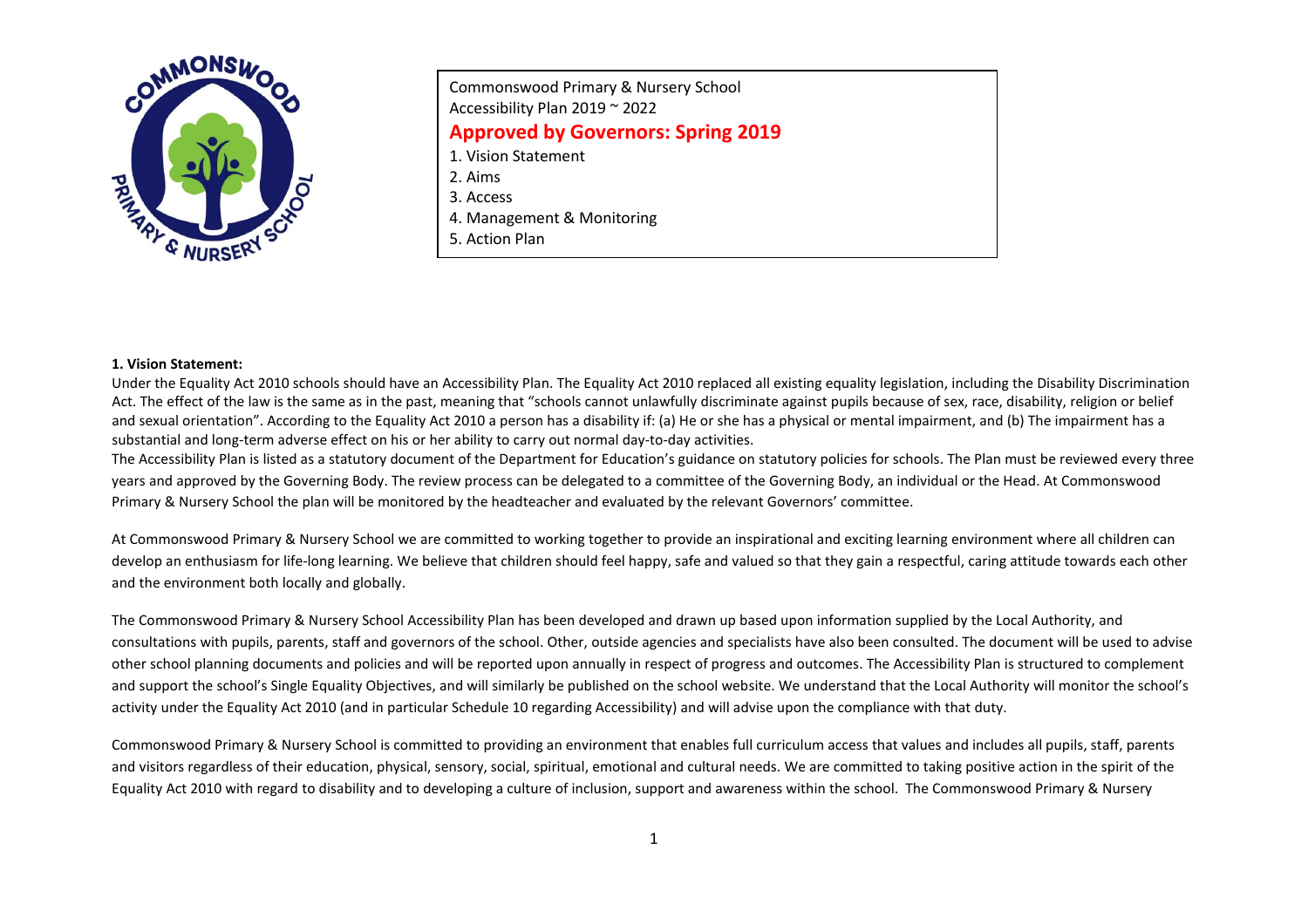Commonswood Primary & Nursery School
Accessibility Plan 2019 ~ 2022

**Approved by Governors: Spring 2019**

1. Vision Statement
2. Aims
3. Access
4. Management & Monitoring
5. Action Plan

**1. Vision Statement:**

Under the Equality Act 2010 schools should have an Accessibility Plan. The Equality Act 2010 replaced all existing equality legislation, including the Disability Discrimination Act. The effect of the law is the same as in the past, meaning that "schools cannot unlawfully discriminate against pupils because of sex, race, disability, religion or belief and sexual orientation". According to the Equality Act 2010 a person has a disability if: (a) He or she has a physical or mental impairment, and (b) The impairment has a substantial and long-term adverse effect on his or her ability to carry out normal day-to-day activities.

The Accessibility Plan is listed as a statutory document of the Department for Education's guidance on statutory policies for schools. The Plan must be reviewed every three years and approved by the Governing Body. The review process can be delegated to a committee of the Governing Body, an individual or the Head. At Commonswood Primary & Nursery School the plan will be monitored by the headteacher and evaluated by the relevant Governors' committee.

At Commonswood Primary & Nursery School we are committed to working together to provide an inspirational and exciting learning environment where all children can develop an enthusiasm for life-long learning. We believe that children should feel happy, safe and valued so that they gain a respectful, caring attitude towards each other and the environment both locally and globally.

The Commonswood Primary & Nursery School Accessibility Plan has been developed and drawn up based upon information supplied by the Local Authority, and consultations with pupils, parents, staff and governors of the school. Other, outside agencies and specialists have also been consulted. The document will be used to advise other school planning documents and policies and will be reported upon annually in respect of progress and outcomes. The Accessibility Plan is structured to complement and support the school's Single Equality Objectives, and will similarly be published on the school website. We understand that the Local Authority will monitor the school's activity under the Equality Act 2010 (and in particular Schedule 10 regarding Accessibility) and will advise upon the compliance with that duty.

Commonswood Primary & Nursery School is committed to providing an environment that enables full curriculum access that values and includes all pupils, staff, parents and visitors regardless of their education, physical, sensory, social, spiritual, emotional and cultural needs. We are committed to taking positive action in the spirit of the Equality Act 2010 with regard to disability and to developing a culture of inclusion, support and awareness within the school. The Commonswood Primary & Nursery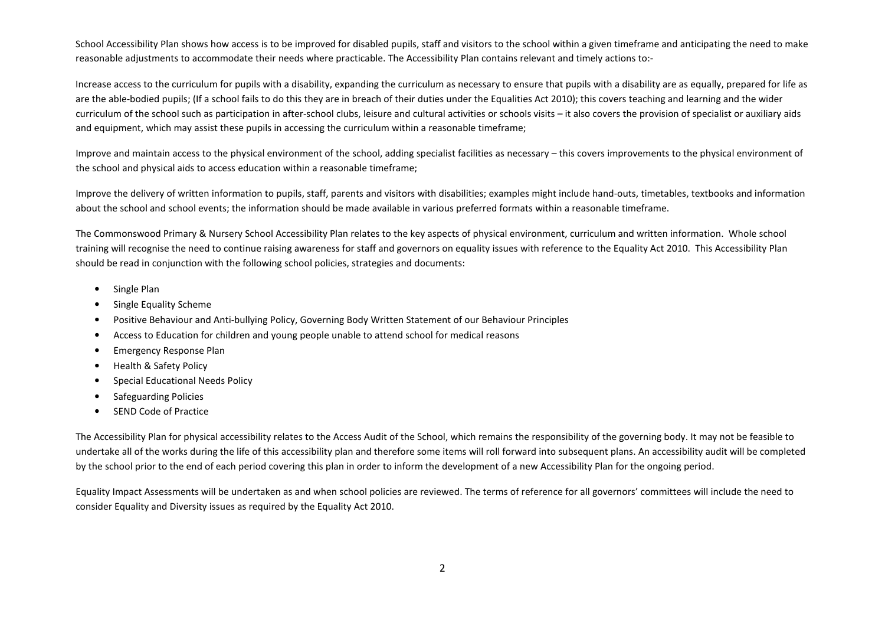School Accessibility Plan shows how access is to be improved for disabled pupils, staff and visitors to the school within a given timeframe and anticipating the need to make reasonable adjustments to accommodate their needs where practicable. The Accessibility Plan contains relevant and timely actions to:-

Increase access to the curriculum for pupils with a disability, expanding the curriculum as necessary to ensure that pupils with a disability are as equally, prepared for life as are the able-bodied pupils; (If a school fails to do this they are in breach of their duties under the Equalities Act 2010); this covers teaching and learning and the wider curriculum of the school such as participation in after-school clubs, leisure and cultural activities or schools visits – it also covers the provision of specialist or auxiliary aids and equipment, which may assist these pupils in accessing the curriculum within a reasonable timeframe;

Improve and maintain access to the physical environment of the school, adding specialist facilities as necessary – this covers improvements to the physical environment of the school and physical aids to access education within a reasonable timeframe;

Improve the delivery of written information to pupils, staff, parents and visitors with disabilities; examples might include hand-outs, timetables, textbooks and information about the school and school events; the information should be made available in various preferred formats within a reasonable timeframe.

The Commonswood Primary & Nursery School Accessibility Plan relates to the key aspects of physical environment, curriculum and written information. Whole school training will recognise the need to continue raising awareness for staff and governors on equality issues with reference to the Equality Act 2010. This Accessibility Plan should be read in conjunction with the following school policies, strategies and documents:

- Single Plan
- Single Equality Scheme
- Positive Behaviour and Anti-bullying Policy, Governing Body Written Statement of our Behaviour Principles
- Access to Education for children and young people unable to attend school for medical reasons
- Emergency Response Plan
- Health & Safety Policy
- Special Educational Needs Policy
- Safeguarding Policies
- SEND Code of Practice

The Accessibility Plan for physical accessibility relates to the Access Audit of the School, which remains the responsibility of the governing body. It may not be feasible to undertake all of the works during the life of this accessibility plan and therefore some items will roll forward into subsequent plans. An accessibility audit will be completed by the school prior to the end of each period covering this plan in order to inform the development of a new Accessibility Plan for the ongoing period.

Equality Impact Assessments will be undertaken as and when school policies are reviewed. The terms of reference for all governors' committees will include the need to consider Equality and Diversity issues as required by the Equality Act 2010.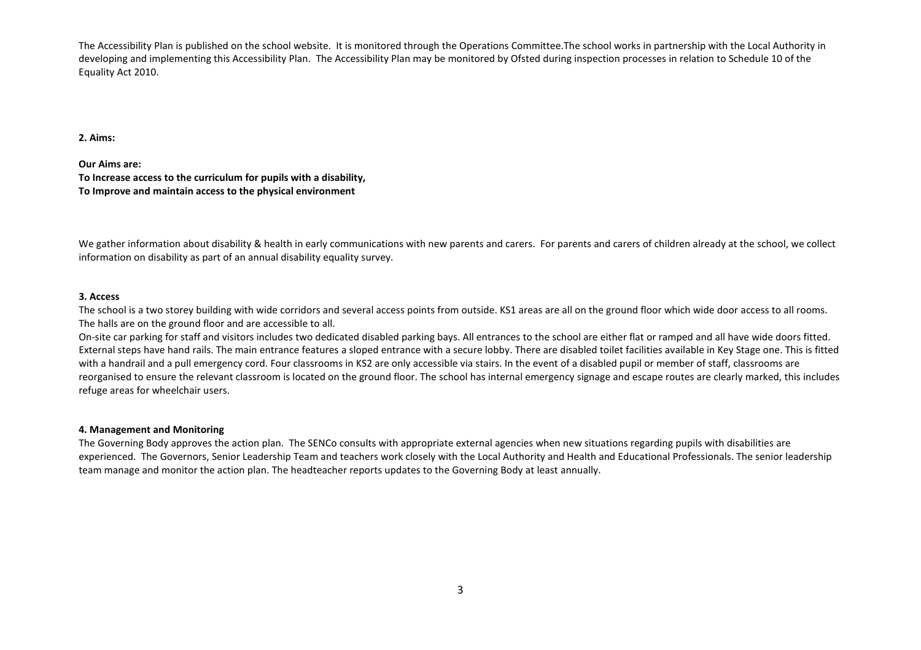The Accessibility Plan is published on the school website. It is monitored through the Operations Committee.The school works in partnership with the Local Authority in developing and implementing this Accessibility Plan. The Accessibility Plan may be monitored by Ofsted during inspection processes in relation to Schedule 10 of the Equality Act 2010.

**2. Aims:**

**Our Aims are:**
**To Increase access to the curriculum for pupils with a disability,**
**To Improve and maintain access to the physical environment**

We gather information about disability & health in early communications with new parents and carers. For parents and carers of children already at the school, we collect information on disability as part of an annual disability equality survey.

**3. Access**

The school is a two storey building with wide corridors and several access points from outside. KS1 areas are all on the ground floor which wide door access to all rooms. The halls are on the ground floor and are accessible to all.

On-site car parking for staff and visitors includes two dedicated disabled parking bays. All entrances to the school are either flat or ramped and all have wide doors fitted. External steps have hand rails. The main entrance features a sloped entrance with a secure lobby. There are disabled toilet facilities available in Key Stage one. This is fitted with a handrail and a pull emergency cord. Four classrooms in KS2 are only accessible via stairs. In the event of a disabled pupil or member of staff, classrooms are reorganised to ensure the relevant classroom is located on the ground floor. The school has internal emergency signage and escape routes are clearly marked, this includes refuge areas for wheelchair users.

**4. Management and Monitoring**

The Governing Body approves the action plan. The SENCo consults with appropriate external agencies when new situations regarding pupils with disabilities are experienced. The Governors, Senior Leadership Team and teachers work closely with the Local Authority and Health and Educational Professionals. The senior leadership team manage and monitor the action plan. The headteacher reports updates to the Governing Body at least annually.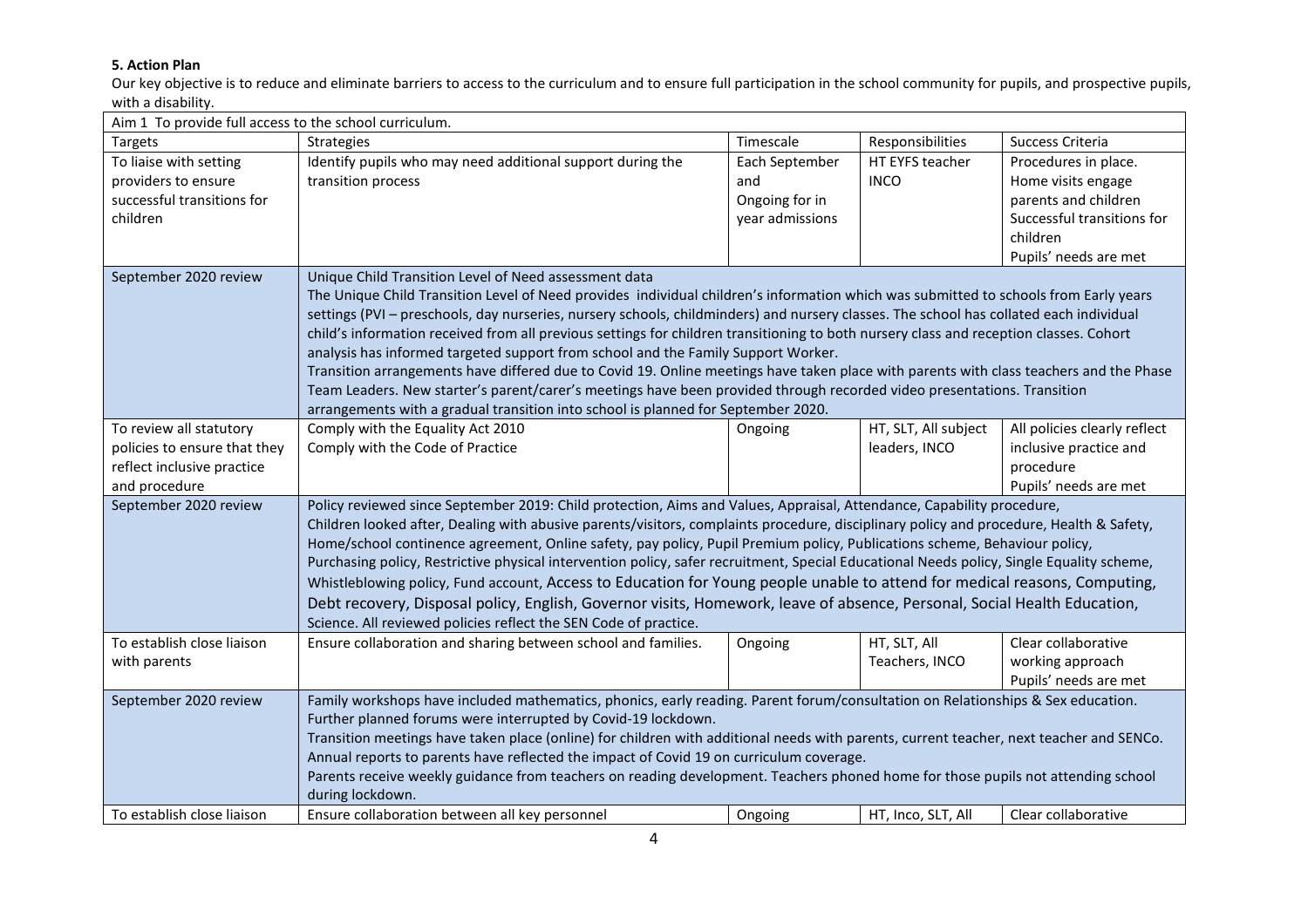**5. Action Plan**

Our key objective is to reduce and eliminate barriers to access to the curriculum and to ensure full participation in the school community for pupils, and prospective pupils, with a disability.

| Aim 1 To provide full access to the school curriculum. | | | | |
|---|---|---|---|---|
| Targets | Strategies | Timescale | Responsibilities | Success Criteria |
| To liaise with setting providers to ensure successful transitions for children | Identify pupils who may need additional support during the transition process | Each September and Ongoing for in year admissions | HT EYFS teacher INCO | Procedures in place. Home visits engage parents and children Successful transitions for children Pupils' needs are met |
| September 2020 review | Unique Child Transition Level of Need assessment data<br>The Unique Child Transition Level of Need provides individual children's information which was submitted to schools from Early years settings (PVI – preschools, day nurseries, nursery schools, childminders) and nursery classes. The school has collated each individual child's information received from all previous settings for children transitioning to both nursery class and reception classes. Cohort analysis has informed targeted support from school and the Family Support Worker.<br>Transition arrangements have differed due to Covid 19. Online meetings have taken place with parents with class teachers and the Phase Team Leaders. New starter's parent/carer's meetings have been provided through recorded video presentations. Transition arrangements with a gradual transition into school is planned for September 2020. | | | |
| To review all statutory policies to ensure that they reflect inclusive practice and procedure | Comply with the Equality Act 2010<br>Comply with the Code of Practice | Ongoing | HT, SLT, All subject leaders, INCO | All policies clearly reflect inclusive practice and procedure<br>Pupils' needs are met |
| September 2020 review | Policy reviewed since September 2019: Child protection, Aims and Values, Appraisal, Attendance, Capability procedure, Children looked after, Dealing with abusive parents/visitors, complaints procedure, disciplinary policy and procedure, Health & Safety, Home/school continence agreement, Online safety, pay policy, Pupil Premium policy, Publications scheme, Behaviour policy, Purchasing policy, Restrictive physical intervention policy, safer recruitment, Special Educational Needs policy, Single Equality scheme, Whistleblowing policy, Fund account, Access to Education for Young people unable to attend for medical reasons, Computing, Debt recovery, Disposal policy, English, Governor visits, Homework, leave of absence, Personal, Social Health Education, Science. All reviewed policies reflect the SEN Code of practice. | | | |
| To establish close liaison with parents | Ensure collaboration and sharing between school and families. | Ongoing | HT, SLT, All Teachers, INCO | Clear collaborative working approach<br>Pupils' needs are met |
| September 2020 review | Family workshops have included mathematics, phonics, early reading. Parent forum/consultation on Relationships & Sex education. Further planned forums were interrupted by Covid-19 lockdown.<br>Transition meetings have taken place (online) for children with additional needs with parents, current teacher, next teacher and SENCo. Annual reports to parents have reflected the impact of Covid 19 on curriculum coverage.<br>Parents receive weekly guidance from teachers on reading development. Teachers phoned home for those pupils not attending school during lockdown. | | | |
| To establish close liaison | Ensure collaboration between all key personnel | Ongoing | HT, Inco, SLT, All | Clear collaborative |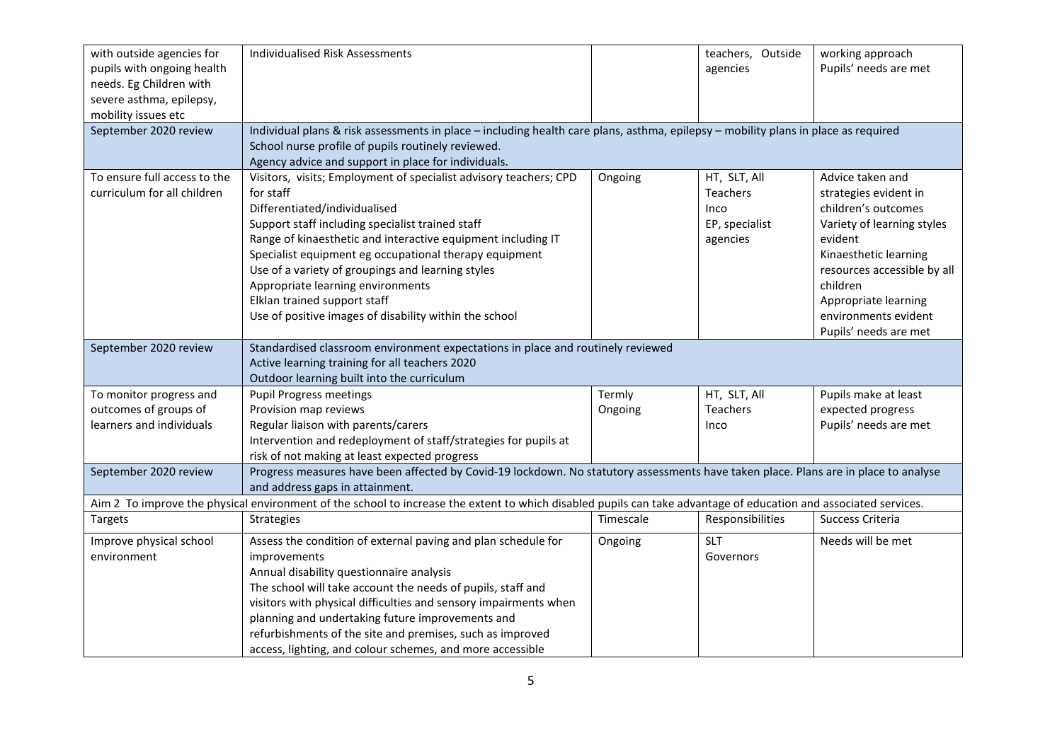| | | | | |
|---|---|---|---|---|
| with outside agencies for pupils with ongoing health needs. Eg Children with severe asthma, epilepsy, mobility issues etc | Individualised Risk Assessments | | teachers, Outside agencies | working approach<br>Pupils' needs are met |
| September 2020 review | Individual plans & risk assessments in place – including health care plans, asthma, epilepsy – mobility plans in place as required<br>School nurse profile of pupils routinely reviewed.<br>Agency advice and support in place for individuals. | | | |
| To ensure full access to the curriculum for all children | Visitors, visits; Employment of specialist advisory teachers; CPD for staff<br>Differentiated/individualised<br>Support staff including specialist trained staff<br>Range of kinaesthetic and interactive equipment including IT<br>Specialist equipment eg occupational therapy equipment<br>Use of a variety of groupings and learning styles<br>Appropriate learning environments<br>Elklan trained support staff<br>Use of positive images of disability within the school | Ongoing | HT, SLT, All Teachers<br>Inco<br>EP, specialist agencies | Advice taken and strategies evident in children's outcomes<br>Variety of learning styles evident<br>Kinaesthetic learning resources accessible by all children<br>Appropriate learning environments evident<br>Pupils' needs are met |
| September 2020 review | Standardised classroom environment expectations in place and routinely reviewed<br>Active learning training for all teachers 2020<br>Outdoor learning built into the curriculum | | | |
| To monitor progress and outcomes of groups of learners and individuals | Pupil Progress meetings<br>Provision map reviews<br>Regular liaison with parents/carers<br>Intervention and redeployment of staff/strategies for pupils at risk of not making at least expected progress | Termly<br>Ongoing | HT, SLT, All Teachers<br>Inco | Pupils make at least expected progress<br>Pupils' needs are met |
| September 2020 review | Progress measures have been affected by Covid-19 lockdown. No statutory assessments have taken place. Plans are in place to analyse and address gaps in attainment. | | | |
| Aim 2 To improve the physical environment of the school to increase the extent to which disabled pupils can take advantage of education and associated services. | | | | |
| Targets | Strategies | Timescale | Responsibilities | Success Criteria |
| Improve physical school environment | Assess the condition of external paving and plan schedule for improvements<br>Annual disability questionnaire analysis<br>The school will take account the needs of pupils, staff and visitors with physical difficulties and sensory impairments when planning and undertaking future improvements and refurbishments of the site and premises, such as improved access, lighting, and colour schemes, and more accessible | Ongoing | SLT<br>Governors | Needs will be met |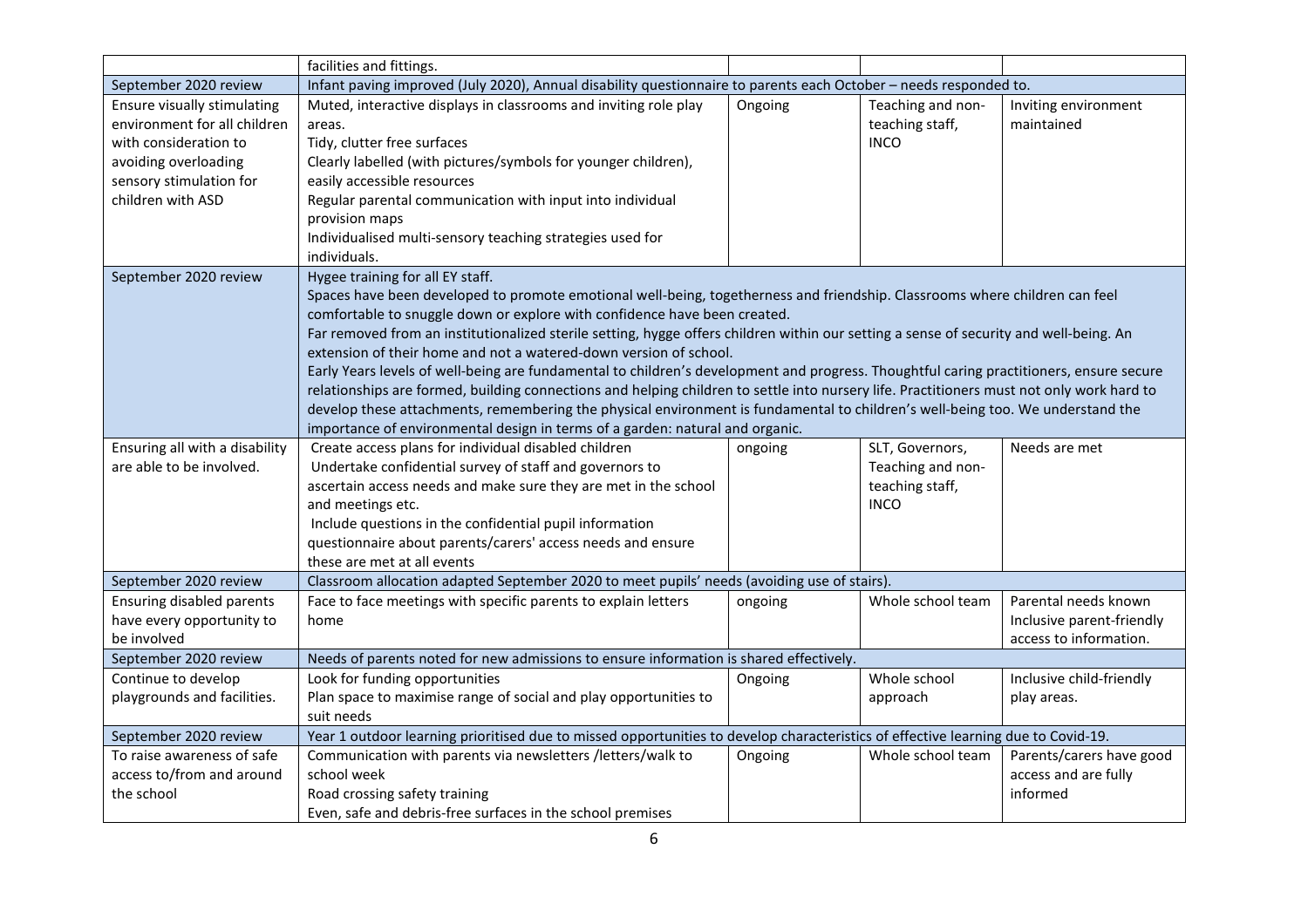| | | | | |
|---|---|---|---|---|
| | facilities and fittings. | | | |
| September 2020 review | Infant paving improved (July 2020), Annual disability questionnaire to parents each October – needs responded to. | | | |
| Ensure visually stimulating environment for all children with consideration to avoiding overloading sensory stimulation for children with ASD | Muted, interactive displays in classrooms and inviting role play areas.<br>Tidy, clutter free surfaces<br>Clearly labelled (with pictures/symbols for younger children), easily accessible resources<br>Regular parental communication with input into individual provision maps<br>Individualised multi-sensory teaching strategies used for individuals. | Ongoing | Teaching and non-teaching staff, INCO | Inviting environment maintained |
| September 2020 review | Hygee training for all EY staff.<br>Spaces have been developed to promote emotional well-being, togetherness and friendship. Classrooms where children can feel comfortable to snuggle down or explore with confidence have been created.<br>Far removed from an institutionalized sterile setting, hygge offers children within our setting a sense of security and well-being. An extension of their home and not a watered-down version of school.<br>Early Years levels of well-being are fundamental to children's development and progress. Thoughtful caring practitioners, ensure secure relationships are formed, building connections and helping children to settle into nursery life. Practitioners must not only work hard to develop these attachments, remembering the physical environment is fundamental to children's well-being too. We understand the importance of environmental design in terms of a garden: natural and organic. | | | |
| Ensuring all with a disability are able to be involved. | Create access plans for individual disabled children<br>Undertake confidential survey of staff and governors to ascertain access needs and make sure they are met in the school and meetings etc.<br>Include questions in the confidential pupil information questionnaire about parents/carers' access needs and ensure these are met at all events | ongoing | SLT, Governors, Teaching and non-teaching staff, INCO | Needs are met |
| September 2020 review | Classroom allocation adapted September 2020 to meet pupils' needs (avoiding use of stairs). | | | |
| Ensuring disabled parents have every opportunity to be involved | Face to face meetings with specific parents to explain letters home | ongoing | Whole school team | Parental needs known<br>Inclusive parent-friendly access to information. |
| September 2020 review | Needs of parents noted for new admissions to ensure information is shared effectively. | | | |
| Continue to develop playgrounds and facilities. | Look for funding opportunities<br>Plan space to maximise range of social and play opportunities to suit needs | Ongoing | Whole school approach | Inclusive child-friendly play areas. |
| September 2020 review | Year 1 outdoor learning prioritised due to missed opportunities to develop characteristics of effective learning due to Covid-19. | | | |
| To raise awareness of safe access to/from and around the school | Communication with parents via newsletters /letters/walk to school week<br>Road crossing safety training<br>Even, safe and debris-free surfaces in the school premises | Ongoing | Whole school team | Parents/carers have good access and are fully informed |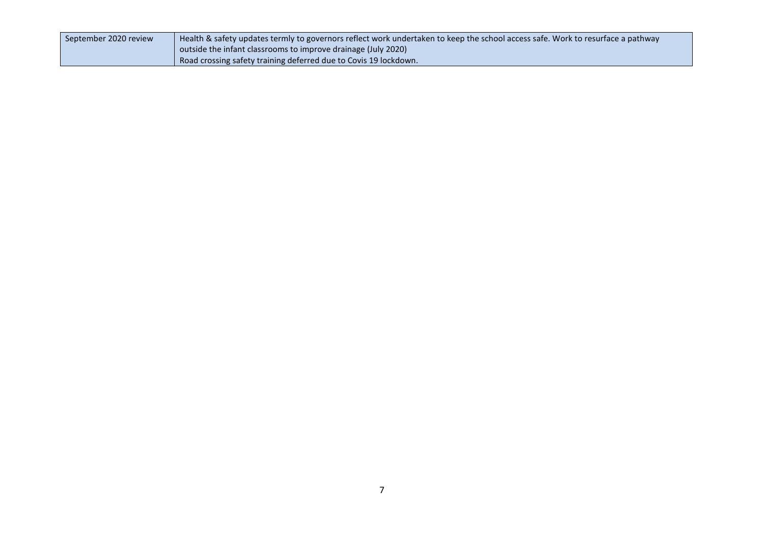| | |
|---|---|
| September 2020 review | Health & safety updates termly to governors reflect work undertaken to keep the school access safe. Work to resurface a pathway outside the infant classrooms to improve drainage (July 2020)<br>Road crossing safety training deferred due to Covis 19 lockdown. |